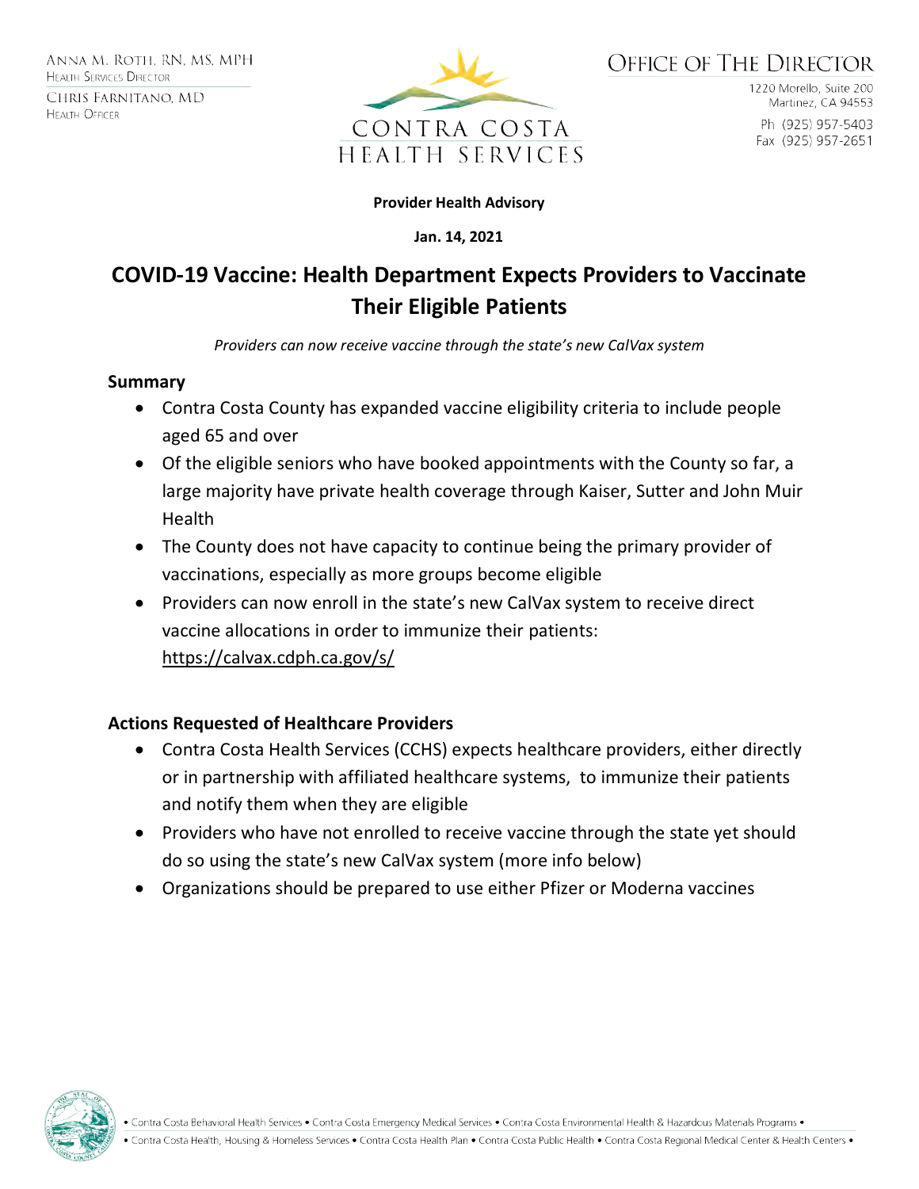ANNA M. ROTH, RN, MS, MPH
HEALTH SERVICES DIRECTOR

CHRIS FARNITANO, MD
HEALTH OFFICER

CONTRA COSTA HEALTH SERVICES

OFFICE OF THE DIRECTOR

1220 Morello, Suite 200
Martinez, CA 94553

Ph (925) 957-5403
Fax (925) 957-2651

**Provider Health Advisory**

**Jan. 14, 2021**

# COVID-19 Vaccine: Health Department Expects Providers to Vaccinate Their Eligible Patients

*Providers can now receive vaccine through the state's new CalVax system*

### Summary

- Contra Costa County has expanded vaccine eligibility criteria to include people aged 65 and over
- Of the eligible seniors who have booked appointments with the County so far, a large majority have private health coverage through Kaiser, Sutter and John Muir Health
- The County does not have capacity to continue being the primary provider of vaccinations, especially as more groups become eligible
- Providers can now enroll in the state's new CalVax system to receive direct vaccine allocations in order to immunize their patients: https://calvax.cdph.ca.gov/s/

### Actions Requested of Healthcare Providers

- Contra Costa Health Services (CCHS) expects healthcare providers, either directly or in partnership with affiliated healthcare systems, to immunize their patients and notify them when they are eligible
- Providers who have not enrolled to receive vaccine through the state yet should do so using the state's new CalVax system (more info below)
- Organizations should be prepared to use either Pfizer or Moderna vaccines

• Contra Costa Behavioral Health Services • Contra Costa Emergency Medical Services • Contra Costa Environmental Health & Hazardous Materials Programs •
• Contra Costa Health, Housing & Homeless Services • Contra Costa Health Plan • Contra Costa Public Health • Contra Costa Regional Medical Center & Health Centers •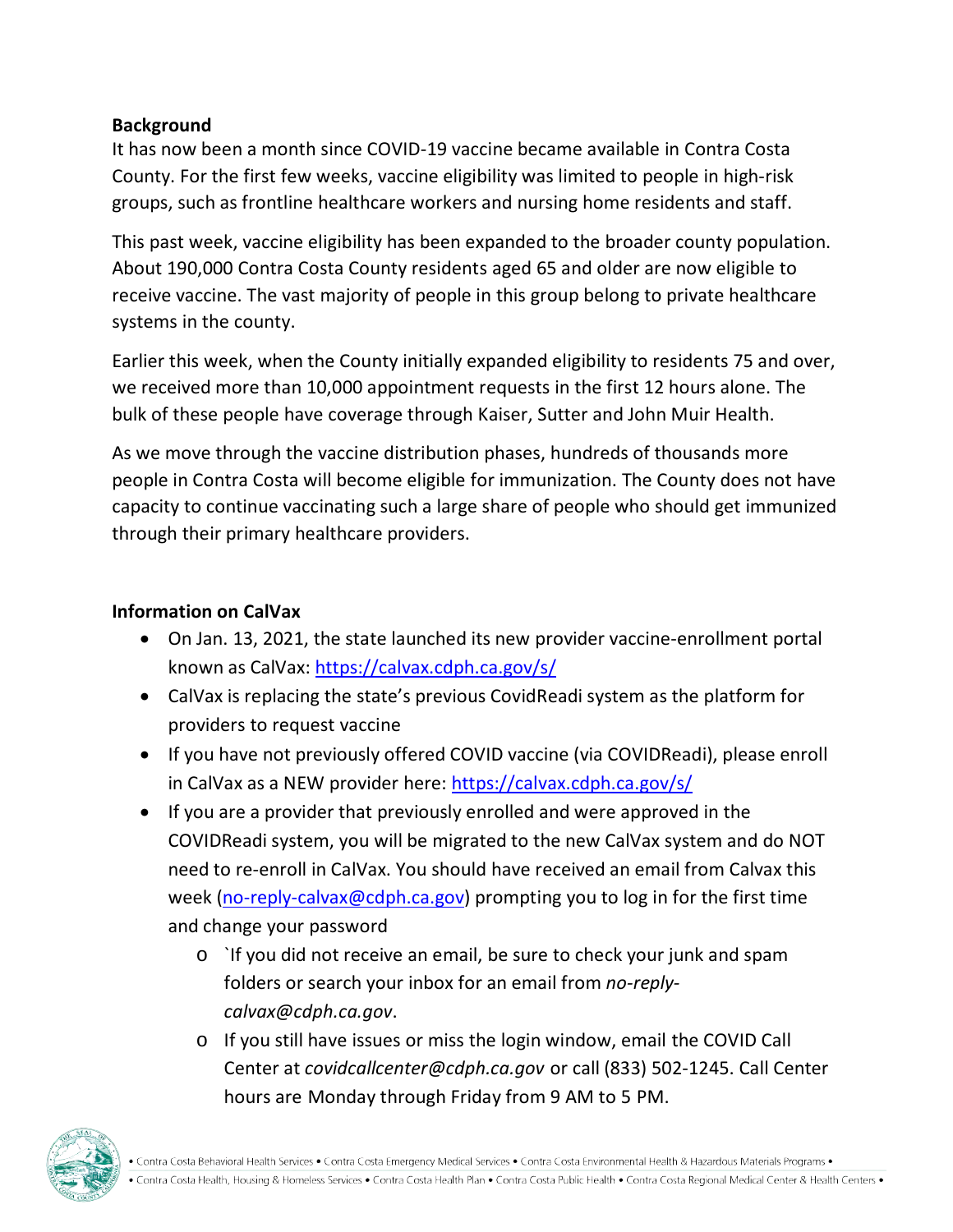**Background**

It has now been a month since COVID-19 vaccine became available in Contra Costa County. For the first few weeks, vaccine eligibility was limited to people in high-risk groups, such as frontline healthcare workers and nursing home residents and staff.

This past week, vaccine eligibility has been expanded to the broader county population. About 190,000 Contra Costa County residents aged 65 and older are now eligible to receive vaccine. The vast majority of people in this group belong to private healthcare systems in the county.

Earlier this week, when the County initially expanded eligibility to residents 75 and over, we received more than 10,000 appointment requests in the first 12 hours alone. The bulk of these people have coverage through Kaiser, Sutter and John Muir Health.

As we move through the vaccine distribution phases, hundreds of thousands more people in Contra Costa will become eligible for immunization. The County does not have capacity to continue vaccinating such a large share of people who should get immunized through their primary healthcare providers.

**Information on CalVax**

- On Jan. 13, 2021, the state launched its new provider vaccine-enrollment portal known as CalVax: https://calvax.cdph.ca.gov/s/
- CalVax is replacing the state's previous CovidReadi system as the platform for providers to request vaccine
- If you have not previously offered COVID vaccine (via COVIDReadi), please enroll in CalVax as a NEW provider here: https://calvax.cdph.ca.gov/s/
- If you are a provider that previously enrolled and were approved in the COVIDReadi system, you will be migrated to the new CalVax system and do NOT need to re-enroll in CalVax. You should have received an email from Calvax this week (no-reply-calvax@cdph.ca.gov) prompting you to log in for the first time and change your password
  - `If you did not receive an email, be sure to check your junk and spam folders or search your inbox for an email from *no-reply-calvax@cdph.ca.gov*.
  - If you still have issues or miss the login window, email the COVID Call Center at *covidcallcenter@cdph.ca.gov* or call (833) 502-1245. Call Center hours are Monday through Friday from 9 AM to 5 PM.